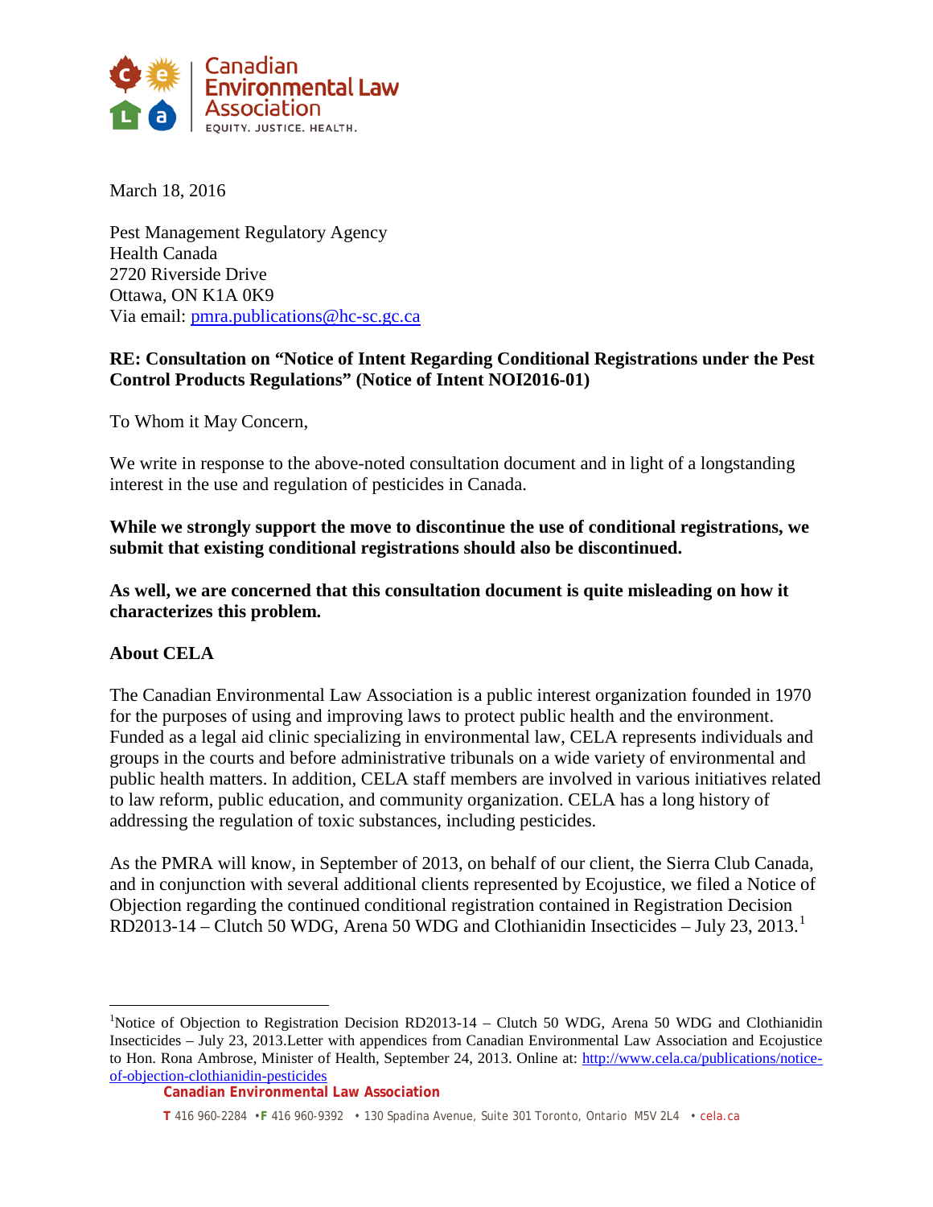Canadian Environmental Law Association
EQUITY. JUSTICE. HEALTH.

March 18, 2016

Pest Management Regulatory Agency
Health Canada
2720 Riverside Drive
Ottawa, ON K1A 0K9
Via email: pmra.publications@hc-sc.gc.ca

**RE: Consultation on "Notice of Intent Regarding Conditional Registrations under the Pest Control Products Regulations" (Notice of Intent NOI2016-01)**

To Whom it May Concern,

We write in response to the above-noted consultation document and in light of a longstanding interest in the use and regulation of pesticides in Canada.

**While we strongly support the move to discontinue the use of conditional registrations, we submit that existing conditional registrations should also be discontinued.**

**As well, we are concerned that this consultation document is quite misleading on how it characterizes this problem.**

**About CELA**

The Canadian Environmental Law Association is a public interest organization founded in 1970 for the purposes of using and improving laws to protect public health and the environment. Funded as a legal aid clinic specializing in environmental law, CELA represents individuals and groups in the courts and before administrative tribunals on a wide variety of environmental and public health matters. In addition, CELA staff members are involved in various initiatives related to law reform, public education, and community organization. CELA has a long history of addressing the regulation of toxic substances, including pesticides.

As the PMRA will know, in September of 2013, on behalf of our client, the Sierra Club Canada, and in conjunction with several additional clients represented by Ecojustice, we filed a Notice of Objection regarding the continued conditional registration contained in Registration Decision RD2013-14 – Clutch 50 WDG, Arena 50 WDG and Clothianidin Insecticides – July 23, 2013.[1]

---

[1]Notice of Objection to Registration Decision RD2013-14 – Clutch 50 WDG, Arena 50 WDG and Clothianidin Insecticides – July 23, 2013.Letter with appendices from Canadian Environmental Law Association and Ecojustice to Hon. Rona Ambrose, Minister of Health, September 24, 2013. Online at: http://www.cela.ca/publications/notice-of-objection-clothianidin-pesticides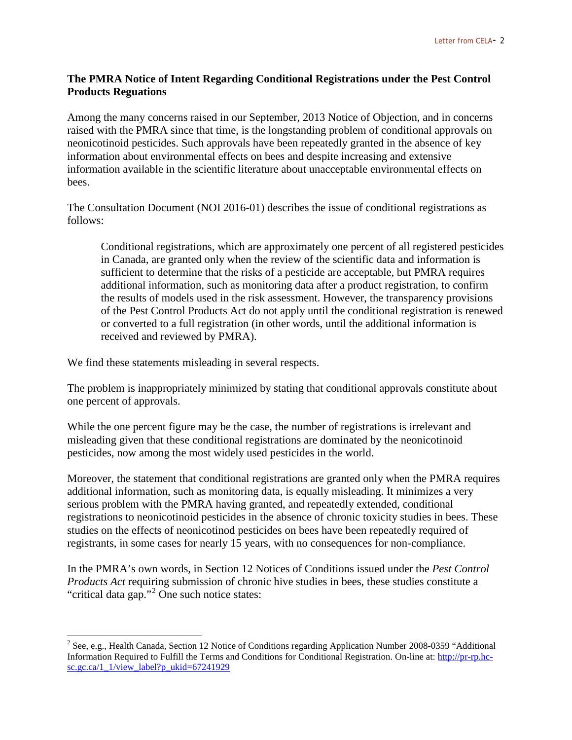**The PMRA Notice of Intent Regarding Conditional Registrations under the Pest Control Products Reguations**

Among the many concerns raised in our September, 2013 Notice of Objection, and in concerns raised with the PMRA since that time, is the longstanding problem of conditional approvals on neonicotinoid pesticides. Such approvals have been repeatedly granted in the absence of key information about environmental effects on bees and despite increasing and extensive information available in the scientific literature about unacceptable environmental effects on bees.

The Consultation Document (NOI 2016-01) describes the issue of conditional registrations as follows:

> Conditional registrations, which are approximately one percent of all registered pesticides in Canada, are granted only when the review of the scientific data and information is sufficient to determine that the risks of a pesticide are acceptable, but PMRA requires additional information, such as monitoring data after a product registration, to confirm the results of models used in the risk assessment. However, the transparency provisions of the Pest Control Products Act do not apply until the conditional registration is renewed or converted to a full registration (in other words, until the additional information is received and reviewed by PMRA).

We find these statements misleading in several respects.

The problem is inappropriately minimized by stating that conditional approvals constitute about one percent of approvals.

While the one percent figure may be the case, the number of registrations is irrelevant and misleading given that these conditional registrations are dominated by the neonicotinoid pesticides, now among the most widely used pesticides in the world.

Moreover, the statement that conditional registrations are granted only when the PMRA requires additional information, such as monitoring data, is equally misleading. It minimizes a very serious problem with the PMRA having granted, and repeatedly extended, conditional registrations to neonicotinoid pesticides in the absence of chronic toxicity studies in bees. These studies on the effects of neonicotinod pesticides on bees have been repeatedly required of registrants, in some cases for nearly 15 years, with no consequences for non-compliance.

In the PMRA's own words, in Section 12 Notices of Conditions issued under the *Pest Control Products Act* requiring submission of chronic hive studies in bees, these studies constitute a "critical data gap."[2] One such notice states:

---

[2] See, e.g., Health Canada, Section 12 Notice of Conditions regarding Application Number 2008-0359 "Additional Information Required to Fulfill the Terms and Conditions for Conditional Registration. On-line at: http://pr-rp.hc-sc.gc.ca/1_1/view_label?p_ukid=67241929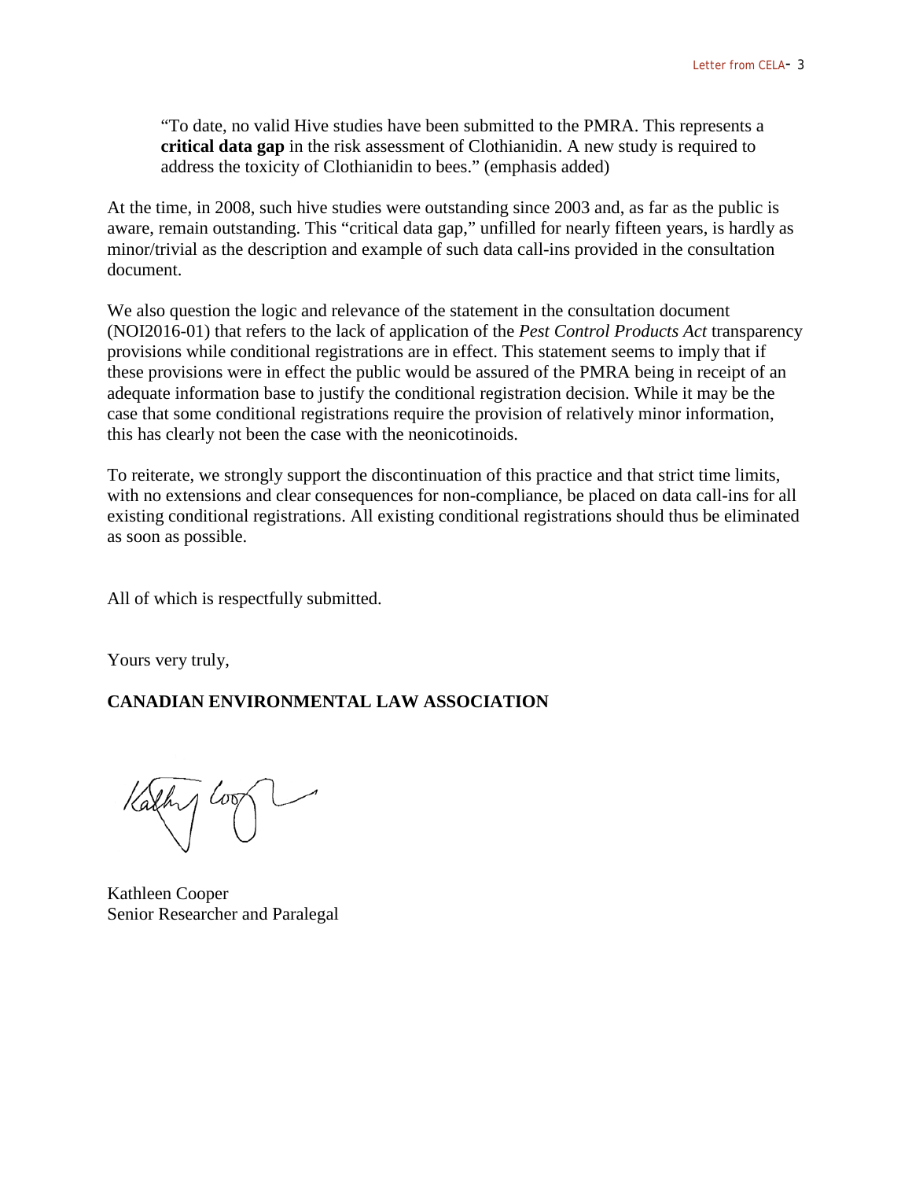> "To date, no valid Hive studies have been submitted to the PMRA. This represents a **critical data gap** in the risk assessment of Clothianidin. A new study is required to address the toxicity of Clothianidin to bees." (emphasis added)

At the time, in 2008, such hive studies were outstanding since 2003 and, as far as the public is aware, remain outstanding. This "critical data gap," unfilled for nearly fifteen years, is hardly as minor/trivial as the description and example of such data call-ins provided in the consultation document.

We also question the logic and relevance of the statement in the consultation document (NOI2016-01) that refers to the lack of application of the *Pest Control Products Act* transparency provisions while conditional registrations are in effect. This statement seems to imply that if these provisions were in effect the public would be assured of the PMRA being in receipt of an adequate information base to justify the conditional registration decision. While it may be the case that some conditional registrations require the provision of relatively minor information, this has clearly not been the case with the neonicotinoids.

To reiterate, we strongly support the discontinuation of this practice and that strict time limits, with no extensions and clear consequences for non-compliance, be placed on data call-ins for all existing conditional registrations. All existing conditional registrations should thus be eliminated as soon as possible.

All of which is respectfully submitted.

Yours very truly,

**CANADIAN ENVIRONMENTAL LAW ASSOCIATION**

Kathleen Cooper
Senior Researcher and Paralegal